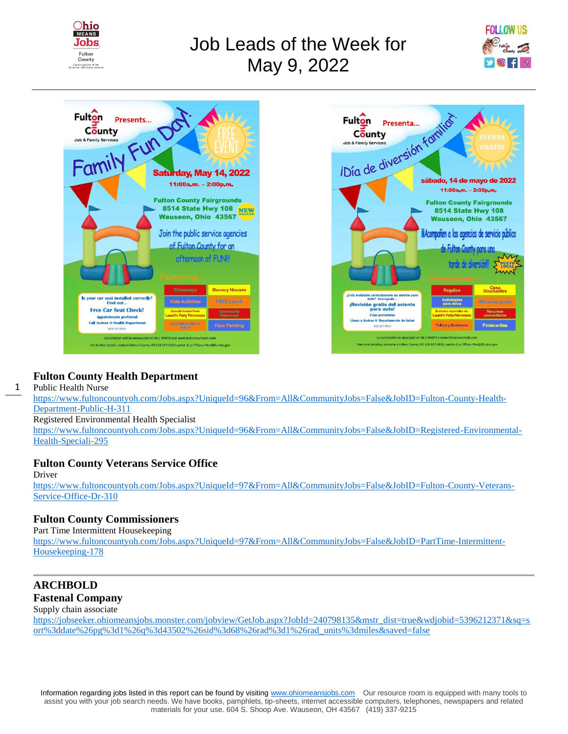# Job Leads of the Week for May 9, 2022

## Fulton County Health Department

Public Health Nurse
https://www.fultoncountyoh.com/Jobs.aspx?UniqueId=96&From=All&CommunityJobs=False&JobID=Fulton-County-Health-Department-Public-H-311

Registered Environmental Health Specialist
https://www.fultoncountyoh.com/Jobs.aspx?UniqueId=96&From=All&CommunityJobs=False&JobID=Registered-Environmental-Health-Speciali-295

## Fulton County Veterans Service Office

Driver
https://www.fultoncountyoh.com/Jobs.aspx?UniqueId=97&From=All&CommunityJobs=False&JobID=Fulton-County-Veterans-Service-Office-Dr-310

## Fulton County Commissioners

Part Time Intermittent Housekeeping
https://www.fultoncountyoh.com/Jobs.aspx?UniqueId=97&From=All&CommunityJobs=False&JobID=PartTime-Intermittent-Housekeeping-178

---

## ARCHBOLD

## Fastenal Company

Supply chain associate
https://jobseeker.ohiomeansjobs.monster.com/jobview/GetJob.aspx?JobId=240798135&mstr_dist=true&wdjobid=5396212371&sq=sort%3ddate%26pg%3d1%26q%3d43502%26sid%3d68%26rad%3d1%26rad_units%3dmiles&saved=false

Information regarding jobs listed in this report can be found by visiting www.ohiomeansjobs.com Our resource room is equipped with many tools to assist you with your job search needs. We have books, pamphlets, tip-sheets, internet accessible computers, telephones, newspapers and related materials for your use. 604 S. Shoop Ave. Wauseon, OH 43567 (419) 337-9215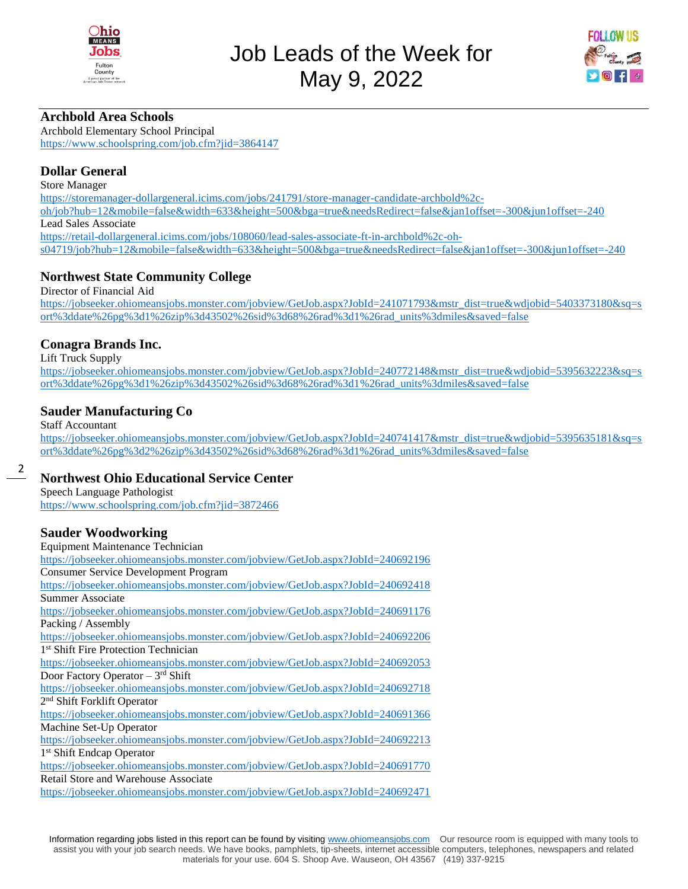# Job Leads of the Week for May 9, 2022

## Archbold Area Schools

Archbold Elementary School Principal
https://www.schoolspring.com/job.cfm?jid=3864147

## Dollar General

Store Manager
https://storemanager-dollargeneral.icims.com/jobs/241791/store-manager-candidate-archbold%2c-oh/job?hub=12&mobile=false&width=633&height=500&bga=true&needsRedirect=false&jan1offset=-300&jun1offset=-240
Lead Sales Associate
https://retail-dollargeneral.icims.com/jobs/108060/lead-sales-associate-ft-in-archbold%2c-oh-s04719/job?hub=12&mobile=false&width=633&height=500&bga=true&needsRedirect=false&jan1offset=-300&jun1offset=-240

## Northwest State Community College

Director of Financial Aid
https://jobseeker.ohiomeansjobs.monster.com/jobview/GetJob.aspx?JobId=241071793&mstr_dist=true&wdjobid=5403373180&sq=sort%3ddate%26pg%3d1%26zip%3d43502%26sid%3d68%26rad%3d1%26rad_units%3dmiles&saved=false

## Conagra Brands Inc.

Lift Truck Supply
https://jobseeker.ohiomeansjobs.monster.com/jobview/GetJob.aspx?JobId=240772148&mstr_dist=true&wdjobid=5395632223&sq=sort%3ddate%26pg%3d1%26zip%3d43502%26sid%3d68%26rad%3d1%26rad_units%3dmiles&saved=false

## Sauder Manufacturing Co

Staff Accountant
https://jobseeker.ohiomeansjobs.monster.com/jobview/GetJob.aspx?JobId=240741417&mstr_dist=true&wdjobid=5395635181&sq=sort%3ddate%26pg%3d2%26zip%3d43502%26sid%3d68%26rad%3d1%26rad_units%3dmiles&saved=false

## Northwest Ohio Educational Service Center

Speech Language Pathologist
https://www.schoolspring.com/job.cfm?jid=3872466

## Sauder Woodworking

Equipment Maintenance Technician
https://jobseeker.ohiomeansjobs.monster.com/jobview/GetJob.aspx?JobId=240692196
Consumer Service Development Program
https://jobseeker.ohiomeansjobs.monster.com/jobview/GetJob.aspx?JobId=240692418
Summer Associate
https://jobseeker.ohiomeansjobs.monster.com/jobview/GetJob.aspx?JobId=240691176
Packing / Assembly
https://jobseeker.ohiomeansjobs.monster.com/jobview/GetJob.aspx?JobId=240692206
1st Shift Fire Protection Technician
https://jobseeker.ohiomeansjobs.monster.com/jobview/GetJob.aspx?JobId=240692053
Door Factory Operator – 3rd Shift
https://jobseeker.ohiomeansjobs.monster.com/jobview/GetJob.aspx?JobId=240692718
2nd Shift Forklift Operator
https://jobseeker.ohiomeansjobs.monster.com/jobview/GetJob.aspx?JobId=240691366
Machine Set-Up Operator
https://jobseeker.ohiomeansjobs.monster.com/jobview/GetJob.aspx?JobId=240692213
1st Shift Endcap Operator
https://jobseeker.ohiomeansjobs.monster.com/jobview/GetJob.aspx?JobId=240691770
Retail Store and Warehouse Associate
https://jobseeker.ohiomeansjobs.monster.com/jobview/GetJob.aspx?JobId=240692471

Information regarding jobs listed in this report can be found by visiting www.ohiomeansjobs.com Our resource room is equipped with many tools to assist you with your job search needs. We have books, pamphlets, tip-sheets, internet accessible computers, telephones, newspapers and related materials for your use. 604 S. Shoop Ave. Wauseon, OH 43567 (419) 337-9215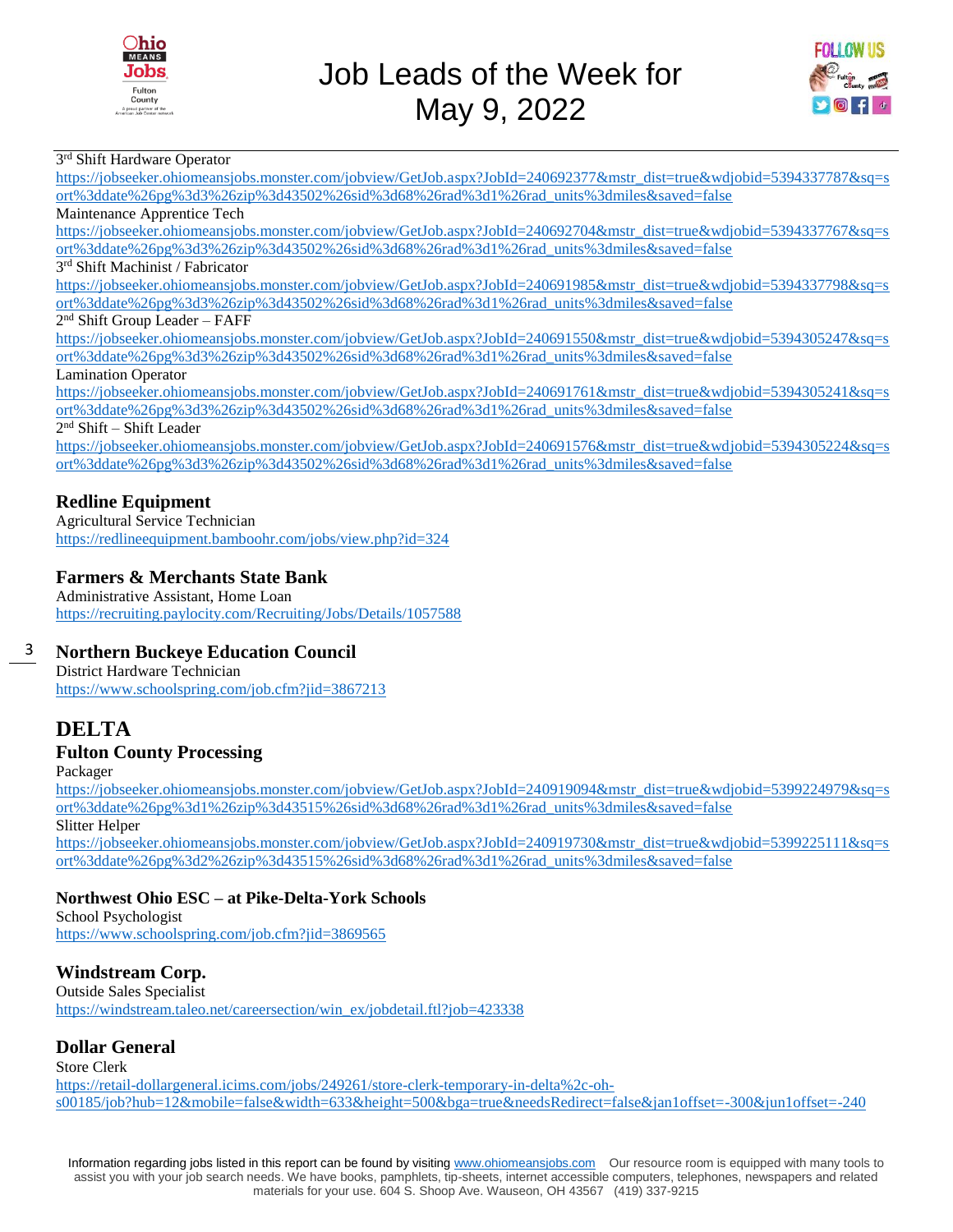3rd Shift Hardware Operator
https://jobseeker.ohiomeansjobs.monster.com/jobview/GetJob.aspx?JobId=240692377&mstr_dist=true&wdjobid=5394337787&sq=sort%3ddate%26pg%3d3%26zip%3d43502%26sid%3d68%26rad%3d1%26rad_units%3dmiles&saved=false

Maintenance Apprentice Tech
https://jobseeker.ohiomeansjobs.monster.com/jobview/GetJob.aspx?JobId=240692704&mstr_dist=true&wdjobid=5394337767&sq=sort%3ddate%26pg%3d3%26zip%3d43502%26sid%3d68%26rad%3d1%26rad_units%3dmiles&saved=false

3rd Shift Machinist / Fabricator
https://jobseeker.ohiomeansjobs.monster.com/jobview/GetJob.aspx?JobId=240691985&mstr_dist=true&wdjobid=5394337798&sq=sort%3ddate%26pg%3d3%26zip%3d43502%26sid%3d68%26rad%3d1%26rad_units%3dmiles&saved=false

2nd Shift Group Leader – FAFF
https://jobseeker.ohiomeansjobs.monster.com/jobview/GetJob.aspx?JobId=240691550&mstr_dist=true&wdjobid=5394305247&sq=sort%3ddate%26pg%3d3%26zip%3d43502%26sid%3d68%26rad%3d1%26rad_units%3dmiles&saved=false

Lamination Operator
https://jobseeker.ohiomeansjobs.monster.com/jobview/GetJob.aspx?JobId=240691761&mstr_dist=true&wdjobid=5394305241&sq=sort%3ddate%26pg%3d3%26zip%3d43502%26sid%3d68%26rad%3d1%26rad_units%3dmiles&saved=false

2nd Shift – Shift Leader
https://jobseeker.ohiomeansjobs.monster.com/jobview/GetJob.aspx?JobId=240691576&mstr_dist=true&wdjobid=5394305224&sq=sort%3ddate%26pg%3d3%26zip%3d43502%26sid%3d68%26rad%3d1%26rad_units%3dmiles&saved=false

### Redline Equipment
Agricultural Service Technician
https://redlineequipment.bamboohr.com/jobs/view.php?id=324

### Farmers & Merchants State Bank
Administrative Assistant, Home Loan
https://recruiting.paylocity.com/Recruiting/Jobs/Details/1057588

### Northern Buckeye Education Council
District Hardware Technician
https://www.schoolspring.com/job.cfm?jid=3867213

## DELTA

### Fulton County Processing
Packager
https://jobseeker.ohiomeansjobs.monster.com/jobview/GetJob.aspx?JobId=240919094&mstr_dist=true&wdjobid=5399224979&sq=sort%3ddate%26pg%3d1%26zip%3d43515%26sid%3d68%26rad%3d1%26rad_units%3dmiles&saved=false

Slitter Helper
https://jobseeker.ohiomeansjobs.monster.com/jobview/GetJob.aspx?JobId=240919730&mstr_dist=true&wdjobid=5399225111&sq=sort%3ddate%26pg%3d2%26zip%3d43515%26sid%3d68%26rad%3d1%26rad_units%3dmiles&saved=false

### Northwest Ohio ESC – at Pike-Delta-York Schools
School Psychologist
https://www.schoolspring.com/job.cfm?jid=3869565

### Windstream Corp.
Outside Sales Specialist
https://windstream.taleo.net/careersection/win_ex/jobdetail.ftl?job=423338

### Dollar General
Store Clerk
https://retail-dollargeneral.icims.com/jobs/249261/store-clerk-temporary-in-delta%2c-oh-s00185/job?hub=12&mobile=false&width=633&height=500&bga=true&needsRedirect=false&jan1offset=-300&jun1offset=-240

Information regarding jobs listed in this report can be found by visiting www.ohiomeansjobs.com Our resource room is equipped with many tools to assist you with your job search needs. We have books, pamphlets, tip-sheets, internet accessible computers, telephones, newspapers and related materials for your use. 604 S. Shoop Ave. Wauseon, OH 43567 (419) 337-9215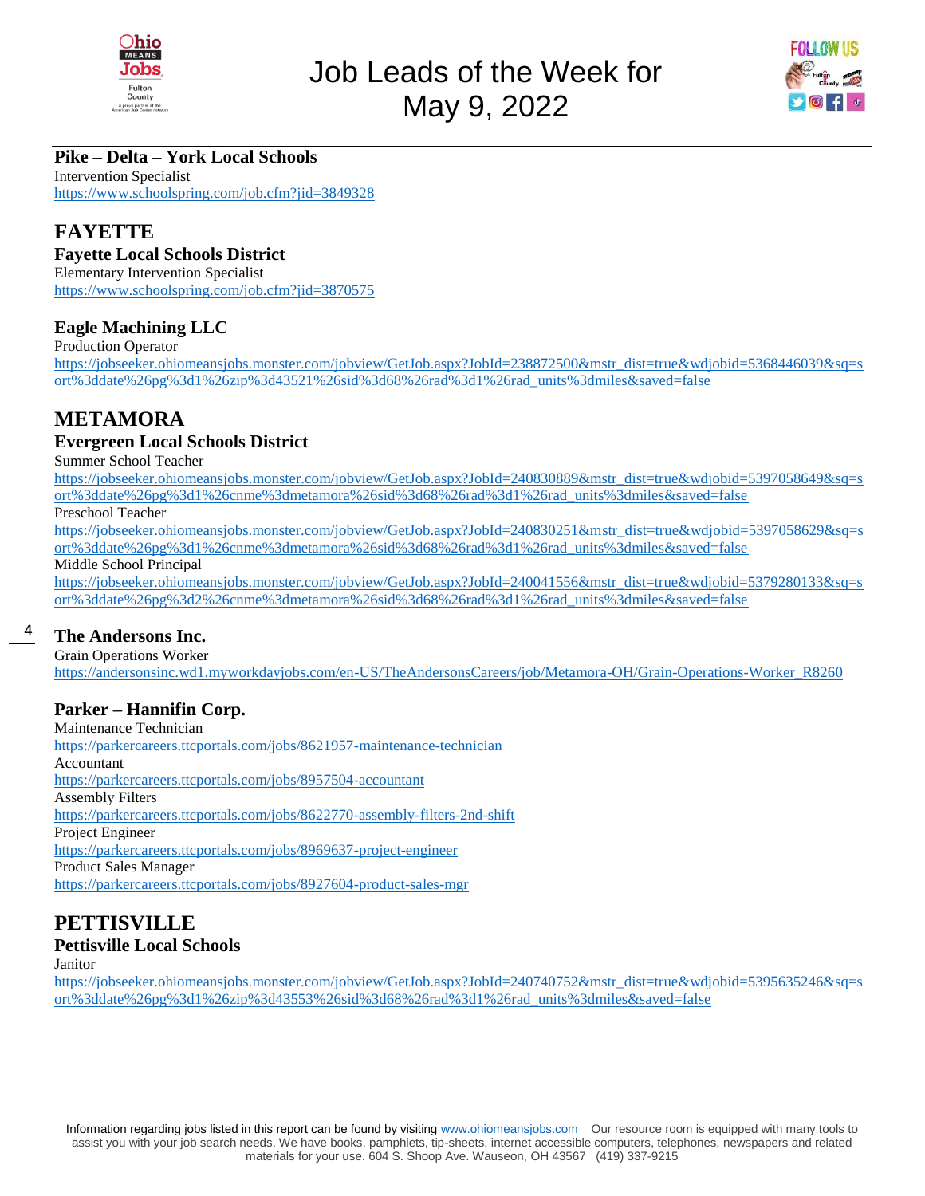# Job Leads of the Week for May 9, 2022

### Pike – Delta – York Local Schools

Intervention Specialist
https://www.schoolspring.com/job.cfm?jid=3849328

## FAYETTE

### Fayette Local Schools District

Elementary Intervention Specialist
https://www.schoolspring.com/job.cfm?jid=3870575

### Eagle Machining LLC

Production Operator
https://jobseeker.ohiomeansjobs.monster.com/jobview/GetJob.aspx?JobId=238872500&mstr_dist=true&wdjobid=5368446039&sq=sort%3ddate%26pg%3d1%26zip%3d43521%26sid%3d68%26rad%3d1%26rad_units%3dmiles&saved=false

## METAMORA

### Evergreen Local Schools District

Summer School Teacher
https://jobseeker.ohiomeansjobs.monster.com/jobview/GetJob.aspx?JobId=240830889&mstr_dist=true&wdjobid=5397058649&sq=sort%3ddate%26pg%3d1%26cnme%3dmetamora%26sid%3d68%26rad%3d1%26rad_units%3dmiles&saved=false

Preschool Teacher
https://jobseeker.ohiomeansjobs.monster.com/jobview/GetJob.aspx?JobId=240830251&mstr_dist=true&wdjobid=5397058629&sq=sort%3ddate%26pg%3d1%26cnme%3dmetamora%26sid%3d68%26rad%3d1%26rad_units%3dmiles&saved=false

Middle School Principal
https://jobseeker.ohiomeansjobs.monster.com/jobview/GetJob.aspx?JobId=240041556&mstr_dist=true&wdjobid=5379280133&sq=sort%3ddate%26pg%3d2%26cnme%3dmetamora%26sid%3d68%26rad%3d1%26rad_units%3dmiles&saved=false

### The Andersons Inc.

Grain Operations Worker
https://andersonsinc.wd1.myworkdayjobs.com/en-US/TheAndersonsCareers/job/Metamora-OH/Grain-Operations-Worker_R8260

### Parker – Hannifin Corp.

Maintenance Technician
https://parkercareers.ttcportals.com/jobs/8621957-maintenance-technician

Accountant
https://parkercareers.ttcportals.com/jobs/8957504-accountant

Assembly Filters
https://parkercareers.ttcportals.com/jobs/8622770-assembly-filters-2nd-shift

Project Engineer
https://parkercareers.ttcportals.com/jobs/8969637-project-engineer

Product Sales Manager
https://parkercareers.ttcportals.com/jobs/8927604-product-sales-mgr

## PETTISVILLE

### Pettisville Local Schools

Janitor
https://jobseeker.ohiomeansjobs.monster.com/jobview/GetJob.aspx?JobId=240740752&mstr_dist=true&wdjobid=5395635246&sq=sort%3ddate%26pg%3d1%26zip%3d43553%26sid%3d68%26rad%3d1%26rad_units%3dmiles&saved=false

Information regarding jobs listed in this report can be found by visiting www.ohiomeansjobs.com Our resource room is equipped with many tools to assist you with your job search needs. We have books, pamphlets, tip-sheets, internet accessible computers, telephones, newspapers and related materials for your use. 604 S. Shoop Ave. Wauseon, OH 43567 (419) 337-9215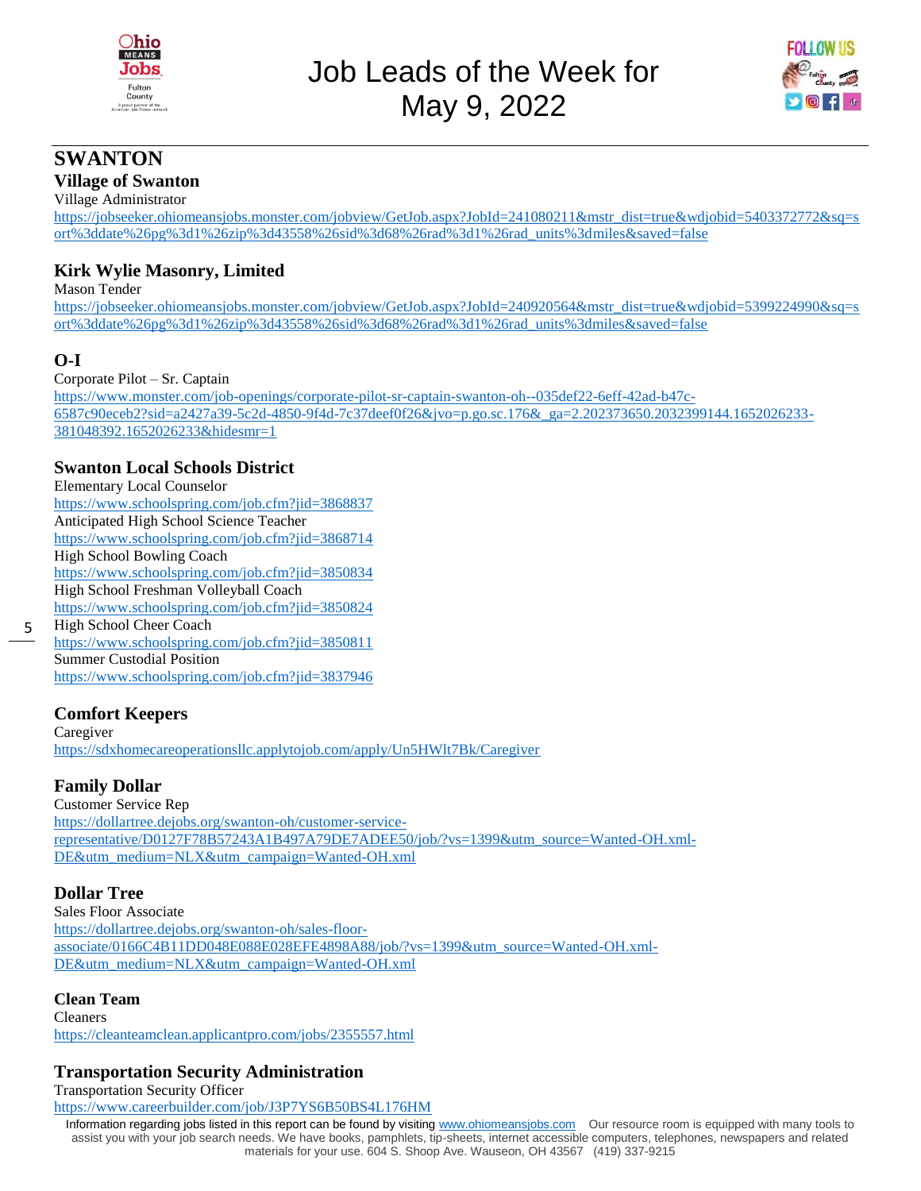# Job Leads of the Week for May 9, 2022

## SWANTON

### Village of Swanton

Village Administrator
https://jobseeker.ohiomeansjobs.monster.com/jobview/GetJob.aspx?JobId=241080211&mstr_dist=true&wdjobid=5403372772&sq=sort%3ddate%26pg%3d1%26zip%3d43558%26sid%3d68%26rad%3d1%26rad_units%3dmiles&saved=false

### Kirk Wylie Masonry, Limited

Mason Tender
https://jobseeker.ohiomeansjobs.monster.com/jobview/GetJob.aspx?JobId=240920564&mstr_dist=true&wdjobid=5399224990&sq=sort%3ddate%26pg%3d1%26zip%3d43558%26sid%3d68%26rad%3d1%26rad_units%3dmiles&saved=false

### O-I

Corporate Pilot – Sr. Captain
https://www.monster.com/job-openings/corporate-pilot-sr-captain-swanton-oh--035def22-6eff-42ad-b47c-6587c90eceb2?sid=a2427a39-5c2d-4850-9f4d-7c37deef0f26&jvo=p.go.sc.176&_ga=2.202373650.2032399144.1652026233-381048392.1652026233&hidesmr=1

### Swanton Local Schools District

Elementary Local Counselor
https://www.schoolspring.com/job.cfm?jid=3868837
Anticipated High School Science Teacher
https://www.schoolspring.com/job.cfm?jid=3868714
High School Bowling Coach
https://www.schoolspring.com/job.cfm?jid=3850834
High School Freshman Volleyball Coach
https://www.schoolspring.com/job.cfm?jid=3850824
High School Cheer Coach
https://www.schoolspring.com/job.cfm?jid=3850811
Summer Custodial Position
https://www.schoolspring.com/job.cfm?jid=3837946

### Comfort Keepers

Caregiver
https://sdxhomecareoperationsllc.applytojob.com/apply/Un5HWlt7Bk/Caregiver

### Family Dollar

Customer Service Rep
https://dollartree.dejobs.org/swanton-oh/customer-service-representative/D0127F78B57243A1B497A79DE7ADEE50/job/?vs=1399&utm_source=Wanted-OH.xml-DE&utm_medium=NLX&utm_campaign=Wanted-OH.xml

### Dollar Tree

Sales Floor Associate
https://dollartree.dejobs.org/swanton-oh/sales-floor-associate/0166C4B11DD048E088E028EFE4898A88/job/?vs=1399&utm_source=Wanted-OH.xml-DE&utm_medium=NLX&utm_campaign=Wanted-OH.xml

### Clean Team

Cleaners
https://cleanteamclean.applicantpro.com/jobs/2355557.html

### Transportation Security Administration

Transportation Security Officer
https://www.careerbuilder.com/job/J3P7YS6B50BS4L176HM

Information regarding jobs listed in this report can be found by visiting www.ohiomeansjobs.com Our resource room is equipped with many tools to assist you with your job search needs. We have books, pamphlets, tip-sheets, internet accessible computers, telephones, newspapers and related materials for your use. 604 S. Shoop Ave. Wauseon, OH 43567 (419) 337-9215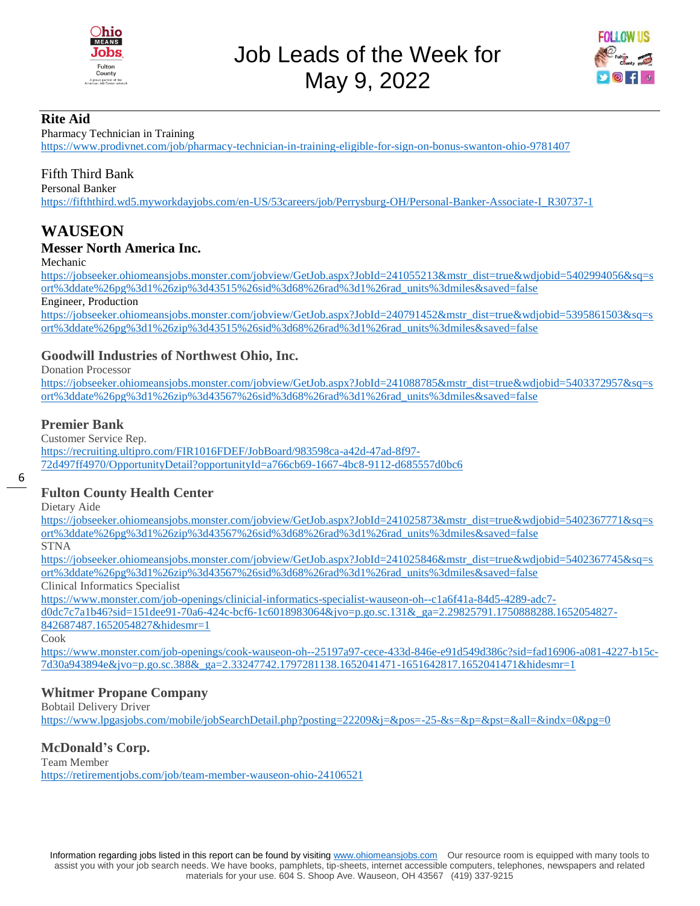# Job Leads of the Week for May 9, 2022

### Rite Aid

Pharmacy Technician in Training
https://www.prodivnet.com/job/pharmacy-technician-in-training-eligible-for-sign-on-bonus-swanton-ohio-9781407

### Fifth Third Bank

Personal Banker
https://fifththird.wd5.myworkdayjobs.com/en-US/53careers/job/Perrysburg-OH/Personal-Banker-Associate-I_R30737-1

## WAUSEON

### Messer North America Inc.

Mechanic
https://jobseeker.ohiomeansjobs.monster.com/jobview/GetJob.aspx?JobId=241055213&mstr_dist=true&wdjobid=5402994056&sq=sort%3ddate%26pg%3d1%26zip%3d43515%26sid%3d68%26rad%3d1%26rad_units%3dmiles&saved=false

Engineer, Production
https://jobseeker.ohiomeansjobs.monster.com/jobview/GetJob.aspx?JobId=240791452&mstr_dist=true&wdjobid=5395861503&sq=sort%3ddate%26pg%3d1%26zip%3d43515%26sid%3d68%26rad%3d1%26rad_units%3dmiles&saved=false

### Goodwill Industries of Northwest Ohio, Inc.

Donation Processor
https://jobseeker.ohiomeansjobs.monster.com/jobview/GetJob.aspx?JobId=241088785&mstr_dist=true&wdjobid=5403372957&sq=sort%3ddate%26pg%3d1%26zip%3d43567%26sid%3d68%26rad%3d1%26rad_units%3dmiles&saved=false

### Premier Bank

Customer Service Rep.
https://recruiting.ultipro.com/FIR1016FDEF/JobBoard/983598ca-a42d-47ad-8f97-72d497ff4970/OpportunityDetail?opportunityId=a766cb69-1667-4bc8-9112-d685557d0bc6

### Fulton County Health Center

Dietary Aide
https://jobseeker.ohiomeansjobs.monster.com/jobview/GetJob.aspx?JobId=241025873&mstr_dist=true&wdjobid=5402367771&sq=sort%3ddate%26pg%3d1%26zip%3d43567%26sid%3d68%26rad%3d1%26rad_units%3dmiles&saved=false

STNA
https://jobseeker.ohiomeansjobs.monster.com/jobview/GetJob.aspx?JobId=241025846&mstr_dist=true&wdjobid=5402367745&sq=sort%3ddate%26pg%3d1%26zip%3d43567%26sid%3d68%26rad%3d1%26rad_units%3dmiles&saved=false

Clinical Informatics Specialist
https://www.monster.com/job-openings/clinicial-informatics-specialist-wauseon-oh--c1a6f41a-84d5-4289-adc7-d0dc7c7a1b46?sid=151dee91-70a6-424c-bcf6-1c6018983064&jvo=p.go.sc.131&_ga=2.29825791.1750888288.1652054827-842687487.1652054827&hidesmr=1

Cook
https://www.monster.com/job-openings/cook-wauseon-oh--25197a97-cece-433d-846e-e91d549d386c?sid=fad16906-a081-4227-b15c-7d30a943894e&jvo=p.go.sc.388&_ga=2.33247742.1797281138.1652041471-1651642817.1652041471&hidesmr=1

### Whitmer Propane Company

Bobtail Delivery Driver
https://www.lpgasjobs.com/mobile/jobSearchDetail.php?posting=22209&j=&pos=-25-&s=&p=&pst=&all=&indx=0&pg=0

### McDonald's Corp.

Team Member
https://retirementjobs.com/job/team-member-wauseon-ohio-24106521

Information regarding jobs listed in this report can be found by visiting www.ohiomeansjobs.com Our resource room is equipped with many tools to assist you with your job search needs. We have books, pamphlets, tip-sheets, internet accessible computers, telephones, newspapers and related materials for your use. 604 S. Shoop Ave. Wauseon, OH 43567 (419) 337-9215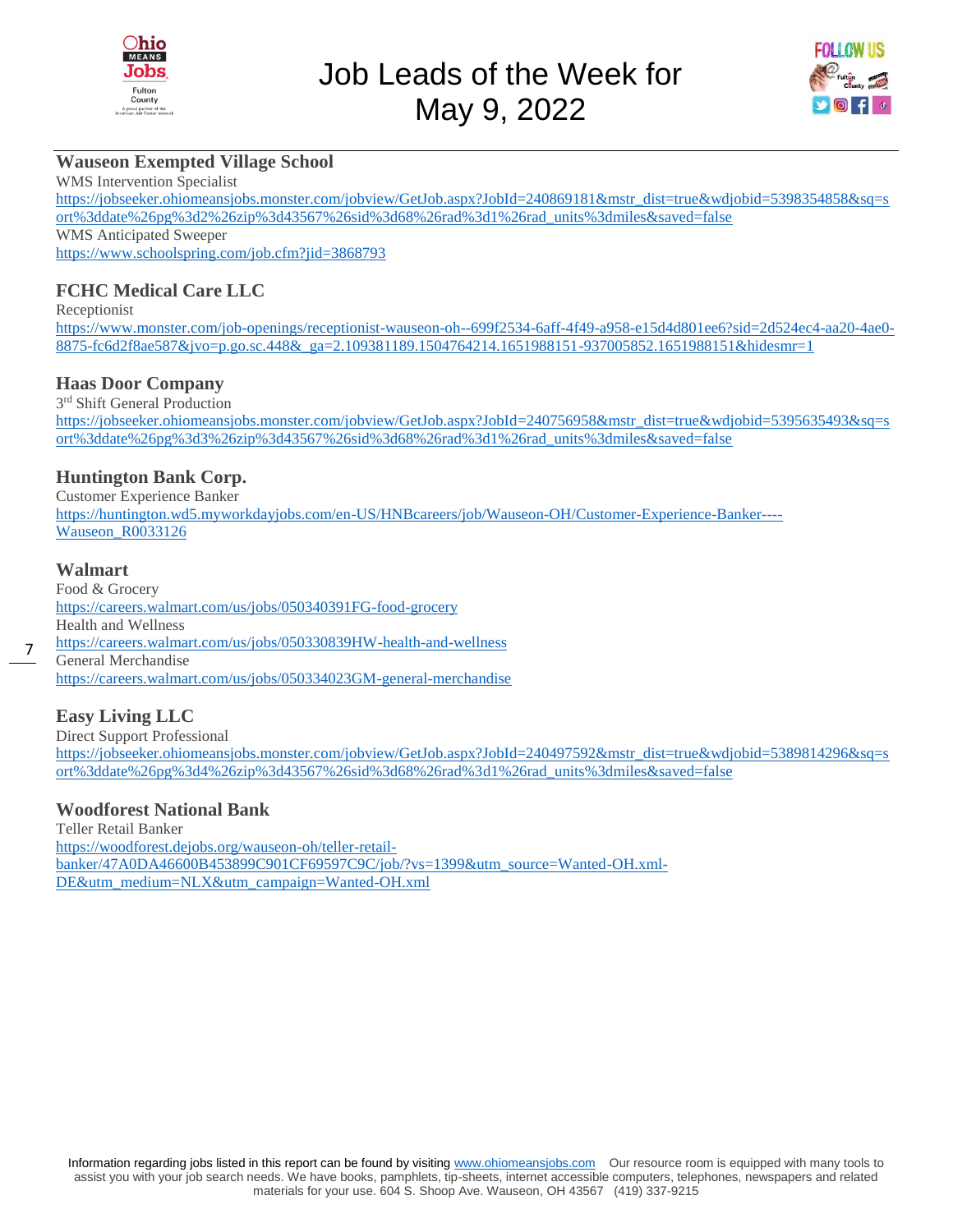# Job Leads of the Week for May 9, 2022

## Wauseon Exempted Village School

WMS Intervention Specialist
https://jobseeker.ohiomeansjobs.monster.com/jobview/GetJob.aspx?JobId=240869181&mstr_dist=true&wdjobid=5398354858&sq=sort%3ddate%26pg%3d2%26zip%3d43567%26sid%3d68%26rad%3d1%26rad_units%3dmiles&saved=false

WMS Anticipated Sweeper
https://www.schoolspring.com/job.cfm?jid=3868793

## FCHC Medical Care LLC

Receptionist
https://www.monster.com/job-openings/receptionist-wauseon-oh--699f2534-6aff-4f49-a958-e15d4d801ee6?sid=2d524ec4-aa20-4ae0-8875-fc6d2f8ae587&jvo=p.go.sc.448&_ga=2.109381189.1504764214.1651988151-937005852.1651988151&hidesmr=1

## Haas Door Company

3rd Shift General Production
https://jobseeker.ohiomeansjobs.monster.com/jobview/GetJob.aspx?JobId=240756958&mstr_dist=true&wdjobid=5395635493&sq=sort%3ddate%26pg%3d3%26zip%3d43567%26sid%3d68%26rad%3d1%26rad_units%3dmiles&saved=false

## Huntington Bank Corp.

Customer Experience Banker
https://huntington.wd5.myworkdayjobs.com/en-US/HNBcareers/job/Wauseon-OH/Customer-Experience-Banker----Wauseon_R0033126

## Walmart

Food & Grocery
https://careers.walmart.com/us/jobs/050340391FG-food-grocery

Health and Wellness
https://careers.walmart.com/us/jobs/050330839HW-health-and-wellness

General Merchandise
https://careers.walmart.com/us/jobs/050334023GM-general-merchandise

## Easy Living LLC

Direct Support Professional
https://jobseeker.ohiomeansjobs.monster.com/jobview/GetJob.aspx?JobId=240497592&mstr_dist=true&wdjobid=5389814296&sq=sort%3ddate%26pg%3d4%26zip%3d43567%26sid%3d68%26rad%3d1%26rad_units%3dmiles&saved=false

## Woodforest National Bank

Teller Retail Banker
https://woodforest.dejobs.org/wauseon-oh/teller-retail-banker/47A0DA46600B453899C901CF69597C9C/job/?vs=1399&utm_source=Wanted-OH.xml-DE&utm_medium=NLX&utm_campaign=Wanted-OH.xml

Information regarding jobs listed in this report can be found by visiting www.ohiomeansjobs.com Our resource room is equipped with many tools to assist you with your job search needs. We have books, pamphlets, tip-sheets, internet accessible computers, telephones, newspapers and related materials for your use. 604 S. Shoop Ave. Wauseon, OH 43567 (419) 337-9215